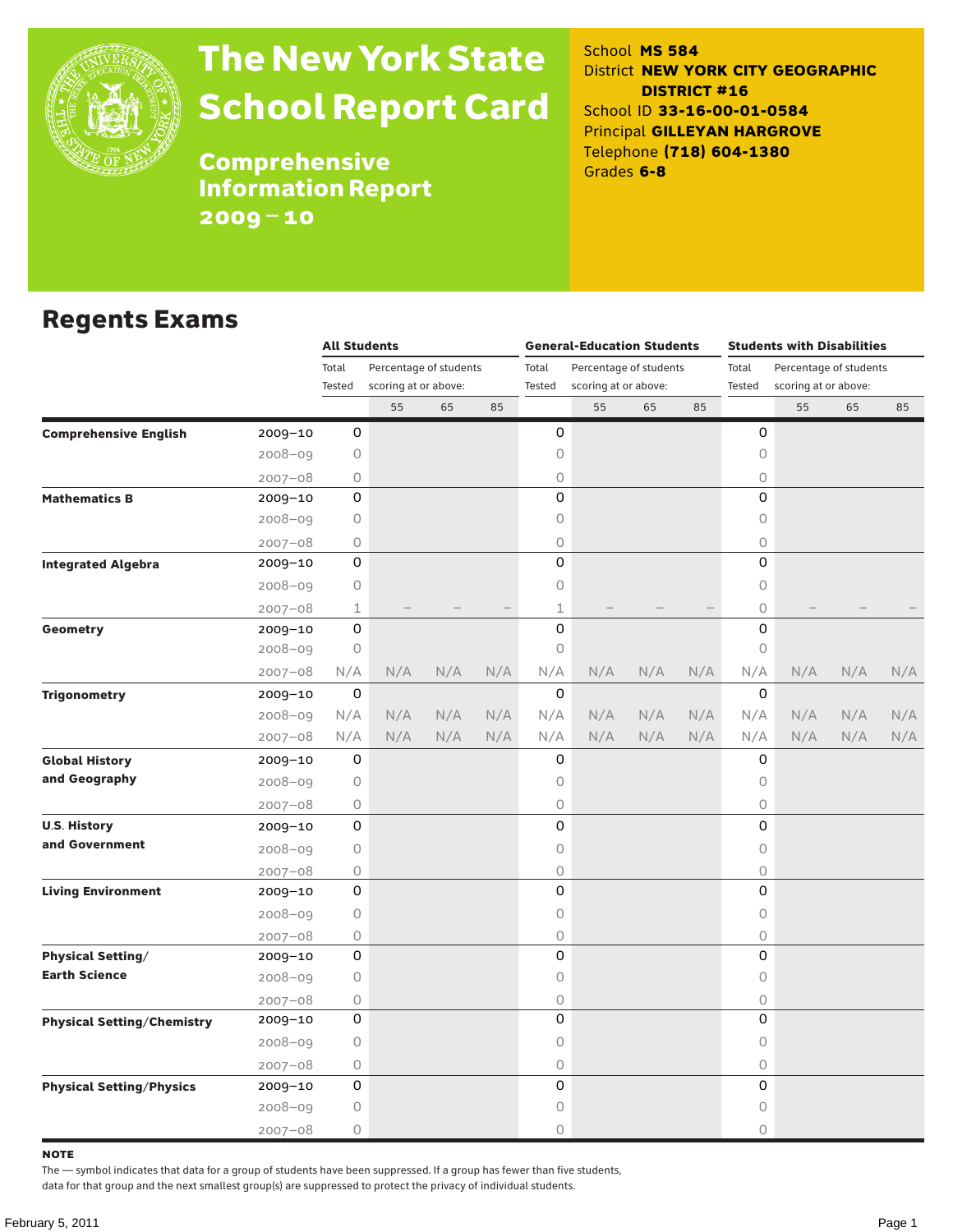# The New York State School Report Card

## Comprehensive Information Report 2009–10

School **MS 584**
District **NEW YORK CITY GEOGRAPHIC DISTRICT #16**
School ID **33-16-00-01-0584**
Principal **GILLEYAN HARGROVE**
Telephone **(718) 604-1380**
Grades **6-8**

## Regents Exams

| | | All Students | | | | General-Education Students | | | | Students with Disabilities | | | |
|---|---|---|---|---|---|---|---|---|---|---|---|---|---|
| | | Total Tested | Percentage of students scoring at or above: | | | Total Tested | Percentage of students scoring at or above: | | | Total Tested | Percentage of students scoring at or above: | | |
| | | | 55 | 65 | 85 | | 55 | 65 | 85 | | 55 | 65 | 85 |
| **Comprehensive English** | 2009–10 | 0 | | | | 0 | | | | 0 | | | |
| | 2008–09 | 0 | | | | 0 | | | | 0 | | | |
| | 2007–08 | 0 | | | | 0 | | | | 0 | | | |
| **Mathematics B** | 2009–10 | 0 | | | | 0 | | | | 0 | | | |
| | 2008–09 | 0 | | | | 0 | | | | 0 | | | |
| | 2007–08 | 0 | | | | 0 | | | | 0 | | | |
| **Integrated Algebra** | 2009–10 | 0 | | | | 0 | | | | 0 | | | |
| | 2008–09 | 0 | | | | 0 | | | | 0 | | | |
| | 2007–08 | 1 | – | – | – | 1 | – | – | – | 0 | – | – | – |
| **Geometry** | 2009–10 | 0 | | | | 0 | | | | 0 | | | |
| | 2008–09 | 0 | | | | 0 | | | | 0 | | | |
| | 2007–08 | N/A | N/A | N/A | N/A | N/A | N/A | N/A | N/A | N/A | N/A | N/A | N/A |
| **Trigonometry** | 2009–10 | 0 | | | | 0 | | | | 0 | | | |
| | 2008–09 | N/A | N/A | N/A | N/A | N/A | N/A | N/A | N/A | N/A | N/A | N/A | N/A |
| | 2007–08 | N/A | N/A | N/A | N/A | N/A | N/A | N/A | N/A | N/A | N/A | N/A | N/A |
| **Global History and Geography** | 2009–10 | 0 | | | | 0 | | | | 0 | | | |
| | 2008–09 | 0 | | | | 0 | | | | 0 | | | |
| | 2007–08 | 0 | | | | 0 | | | | 0 | | | |
| **U.S. History and Government** | 2009–10 | 0 | | | | 0 | | | | 0 | | | |
| | 2008–09 | 0 | | | | 0 | | | | 0 | | | |
| | 2007–08 | 0 | | | | 0 | | | | 0 | | | |
| **Living Environment** | 2009–10 | 0 | | | | 0 | | | | 0 | | | |
| | 2008–09 | 0 | | | | 0 | | | | 0 | | | |
| | 2007–08 | 0 | | | | 0 | | | | 0 | | | |
| **Physical Setting/ Earth Science** | 2009–10 | 0 | | | | 0 | | | | 0 | | | |
| | 2008–09 | 0 | | | | 0 | | | | 0 | | | |
| | 2007–08 | 0 | | | | 0 | | | | 0 | | | |
| **Physical Setting/Chemistry** | 2009–10 | 0 | | | | 0 | | | | 0 | | | |
| | 2008–09 | 0 | | | | 0 | | | | 0 | | | |
| | 2007–08 | 0 | | | | 0 | | | | 0 | | | |
| **Physical Setting/Physics** | 2009–10 | 0 | | | | 0 | | | | 0 | | | |
| | 2008–09 | 0 | | | | 0 | | | | 0 | | | |
| | 2007–08 | 0 | | | | 0 | | | | 0 | | | |

**NOTE**

The — symbol indicates that data for a group of students have been suppressed. If a group has fewer than five students, data for that group and the next smallest group(s) are suppressed to protect the privacy of individual students.

February 5, 2011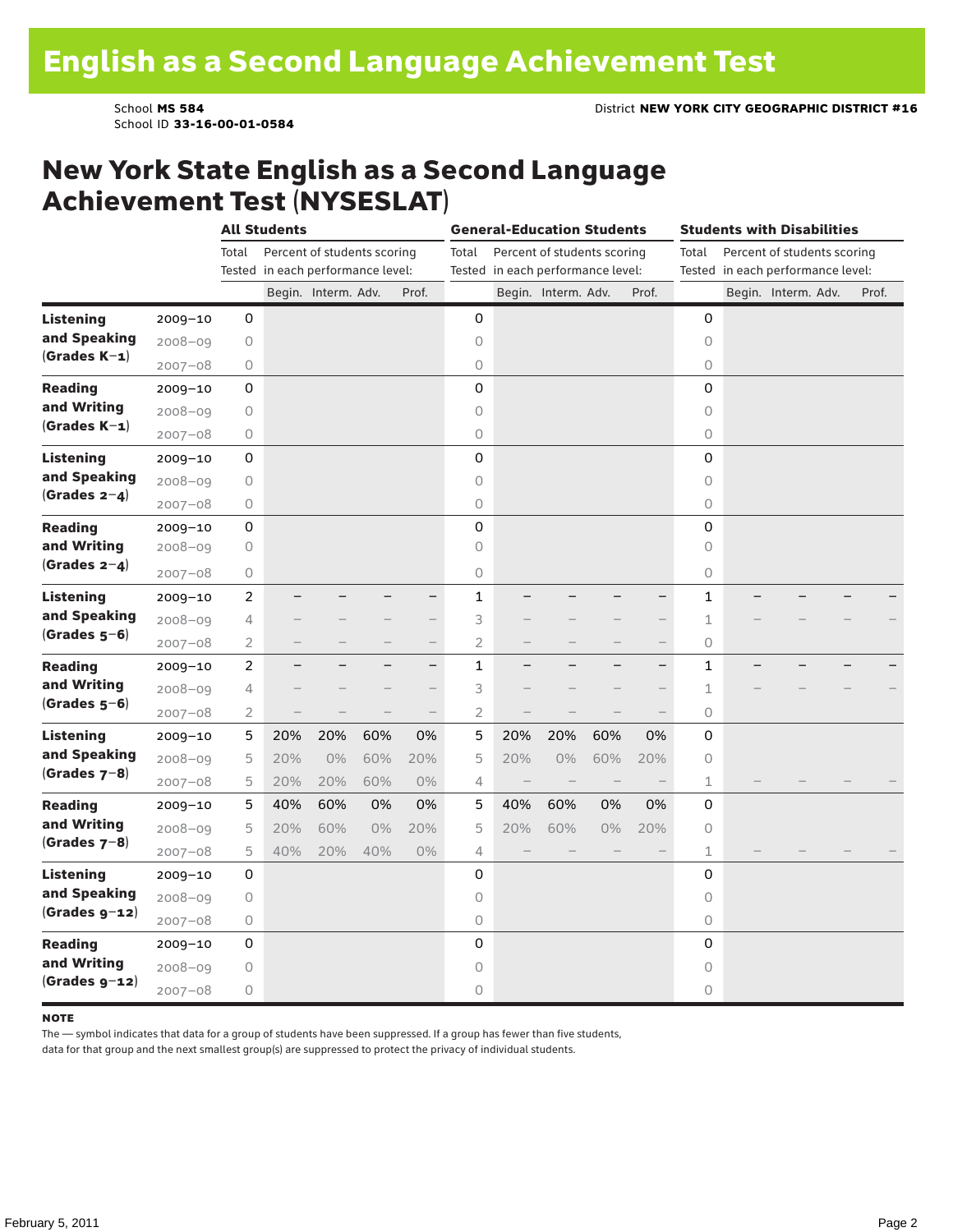# English as a Second Language Achievement Test

School **MS 584**
School ID **33-16-00-01-0584**

District **NEW YORK CITY GEOGRAPHIC DISTRICT #16**

## New York State English as a Second Language Achievement Test (NYSESLAT)

| | | All Students | | | | | General-Education Students | | | | | Students with Disabilities | | | | |
|---|---|---|---|---|---|---|---|---|---|---|---|---|---|---|---|---|
| | | Total Tested | Percent of students scoring in each performance level: | | | | Total Tested | Percent of students scoring in each performance level: | | | | Total Tested | Percent of students scoring in each performance level: | | | |
| | | | Begin. | Interm. | Adv. | Prof. | | Begin. | Interm. | Adv. | Prof. | | Begin. | Interm. | Adv. | Prof. |
| **Listening and Speaking (Grades K–1)** | 2009–10 | 0 | | | | | 0 | | | | | 0 | | | | |
| | 2008–09 | 0 | | | | | 0 | | | | | 0 | | | | |
| | 2007–08 | 0 | | | | | 0 | | | | | 0 | | | | |
| **Reading and Writing (Grades K–1)** | 2009–10 | 0 | | | | | 0 | | | | | 0 | | | | |
| | 2008–09 | 0 | | | | | 0 | | | | | 0 | | | | |
| | 2007–08 | 0 | | | | | 0 | | | | | 0 | | | | |
| **Listening and Speaking (Grades 2–4)** | 2009–10 | 0 | | | | | 0 | | | | | 0 | | | | |
| | 2008–09 | 0 | | | | | 0 | | | | | 0 | | | | |
| | 2007–08 | 0 | | | | | 0 | | | | | 0 | | | | |
| **Reading and Writing (Grades 2–4)** | 2009–10 | 0 | | | | | 0 | | | | | 0 | | | | |
| | 2008–09 | 0 | | | | | 0 | | | | | 0 | | | | |
| | 2007–08 | 0 | | | | | 0 | | | | | 0 | | | | |
| **Listening and Speaking (Grades 5–6)** | 2009–10 | 2 | – | – | – | – | 1 | – | – | – | – | 1 | – | – | – | – |
| | 2008–09 | 4 | – | – | – | – | 3 | – | – | – | – | 1 | – | – | – | – |
| | 2007–08 | 2 | – | – | – | – | 2 | – | – | – | – | 0 | | | | |
| **Reading and Writing (Grades 5–6)** | 2009–10 | 2 | – | – | – | – | 1 | – | – | – | – | 1 | – | – | – | – |
| | 2008–09 | 4 | – | – | – | – | 3 | – | – | – | – | 1 | – | – | – | – |
| | 2007–08 | 2 | – | – | – | – | 2 | – | – | – | – | 0 | | | | |
| **Listening and Speaking (Grades 7–8)** | 2009–10 | 5 | 20% | 20% | 60% | 0% | 5 | 20% | 20% | 60% | 0% | 0 | | | | |
| | 2008–09 | 5 | 20% | 0% | 60% | 20% | 5 | 20% | 0% | 60% | 20% | 0 | | | | |
| | 2007–08 | 5 | 20% | 20% | 60% | 0% | 4 | – | – | – | – | 1 | – | – | – | – |
| **Reading and Writing (Grades 7–8)** | 2009–10 | 5 | 40% | 60% | 0% | 0% | 5 | 40% | 60% | 0% | 0% | 0 | | | | |
| | 2008–09 | 5 | 20% | 60% | 0% | 20% | 5 | 20% | 60% | 0% | 20% | 0 | | | | |
| | 2007–08 | 5 | 40% | 20% | 40% | 0% | 4 | – | – | – | – | 1 | – | – | – | – |
| **Listening and Speaking (Grades 9–12)** | 2009–10 | 0 | | | | | 0 | | | | | 0 | | | | |
| | 2008–09 | 0 | | | | | 0 | | | | | 0 | | | | |
| | 2007–08 | 0 | | | | | 0 | | | | | 0 | | | | |
| **Reading and Writing (Grades 9–12)** | 2009–10 | 0 | | | | | 0 | | | | | 0 | | | | |
| | 2008–09 | 0 | | | | | 0 | | | | | 0 | | | | |
| | 2007–08 | 0 | | | | | 0 | | | | | 0 | | | | |

**NOTE**

The — symbol indicates that data for a group of students have been suppressed. If a group has fewer than five students, data for that group and the next smallest group(s) are suppressed to protect the privacy of individual students.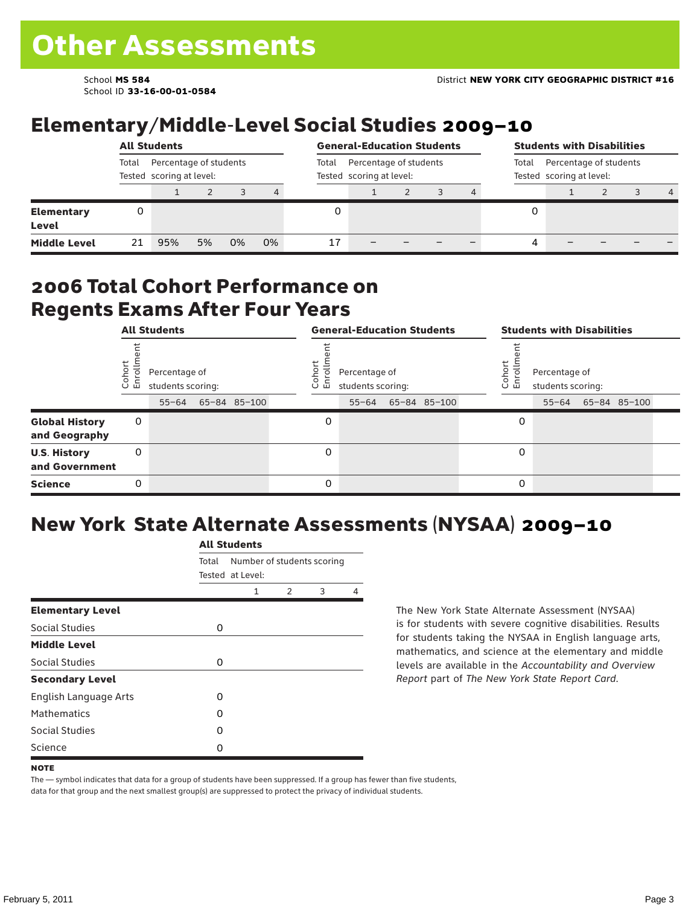# Other Assessments

School **MS 584**
School ID **33-16-00-01-0584**

District **NEW YORK CITY GEOGRAPHIC DISTRICT #16**

## Elementary/Middle-Level Social Studies 2009–10

| | All Students | | | | | General-Education Students | | | | | Students with Disabilities | | | | |
|---|---|---|---|---|---|---|---|---|---|---|---|---|---|---|---|
| | Total Tested | Percentage of students scoring at level: | | | | Total Tested | Percentage of students scoring at level: | | | | Total Tested | Percentage of students scoring at level: | | | |
| | | 1 | 2 | 3 | 4 | | 1 | 2 | 3 | 4 | | 1 | 2 | 3 | 4 |
| **Elementary Level** | 0 | | | | | 0 | | | | | 0 | | | | |
| **Middle Level** | 21 | 95% | 5% | 0% | 0% | 17 | – | – | – | – | 4 | – | – | – | – |

## 2006 Total Cohort Performance on Regents Exams After Four Years

| | All Students | | | | General-Education Students | | | | Students with Disabilities | | | |
|---|---|---|---|---|---|---|---|---|---|---|---|---|
| | Cohort Enrollment | Percentage of students scoring: | | | Cohort Enrollment | Percentage of students scoring: | | | Cohort Enrollment | Percentage of students scoring: | | |
| | | 55–64 | 65–84 | 85–100 | | 55–64 | 65–84 | 85–100 | | 55–64 | 65–84 | 85–100 |
| **Global History and Geography** | 0 | | | | 0 | | | | 0 | | | |
| **U.S. History and Government** | 0 | | | | 0 | | | | 0 | | | |
| **Science** | 0 | | | | 0 | | | | 0 | | | |

## New York State Alternate Assessments (NYSAA) 2009–10

| | All Students | | | | |
|---|---|---|---|---|---|
| | Total Tested | Number of students scoring at Level: | | | |
| | | 1 | 2 | 3 | 4 |
| **Elementary Level** | | | | | |
| Social Studies | 0 | | | | |
| **Middle Level** | | | | | |
| Social Studies | 0 | | | | |
| **Secondary Level** | | | | | |
| English Language Arts | 0 | | | | |
| Mathematics | 0 | | | | |
| Social Studies | 0 | | | | |
| Science | 0 | | | | |

The New York State Alternate Assessment (NYSAA) is for students with severe cognitive disabilities. Results for students taking the NYSAA in English language arts, mathematics, and science at the elementary and middle levels are available in the *Accountability and Overview Report* part of *The New York State Report Card*.

**NOTE**

The — symbol indicates that data for a group of students have been suppressed. If a group has fewer than five students, data for that group and the next smallest group(s) are suppressed to protect the privacy of individual students.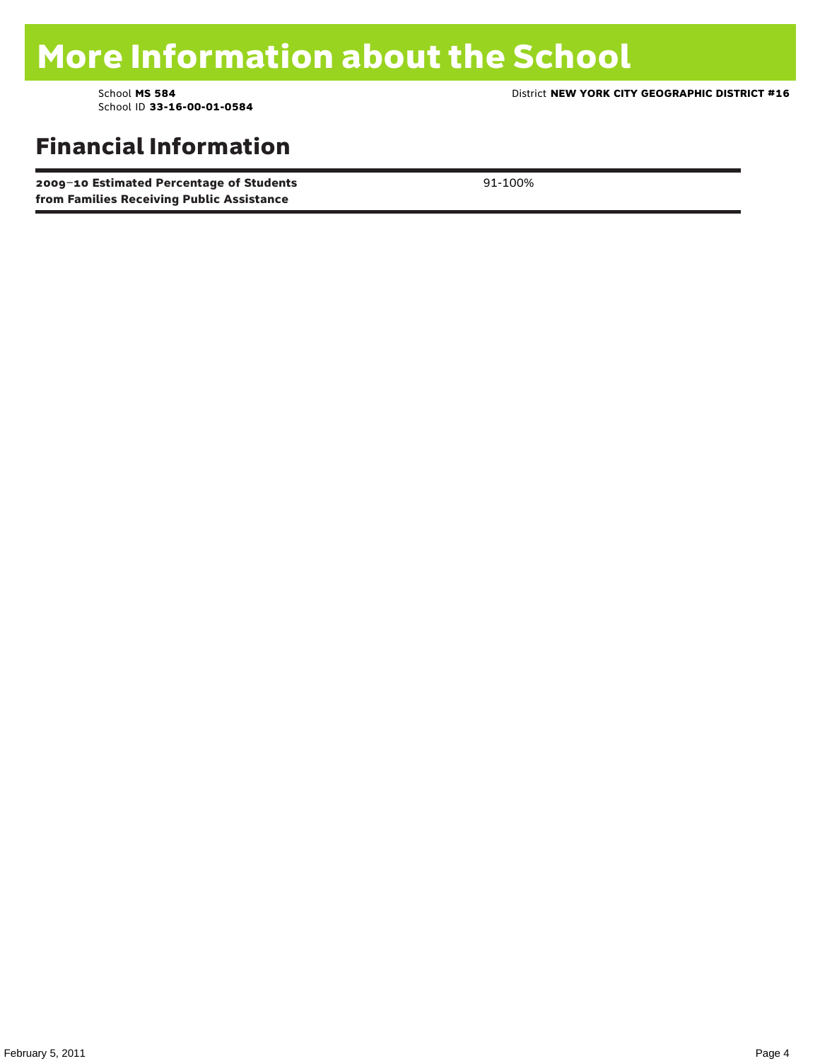# More Information about the School

School **MS 584**
School ID **33-16-00-01-0584**

District **NEW YORK CITY GEOGRAPHIC DISTRICT #16**

## Financial Information

| | |
|---|---|
| **2009–10 Estimated Percentage of Students from Families Receiving Public Assistance** | 91-100% |